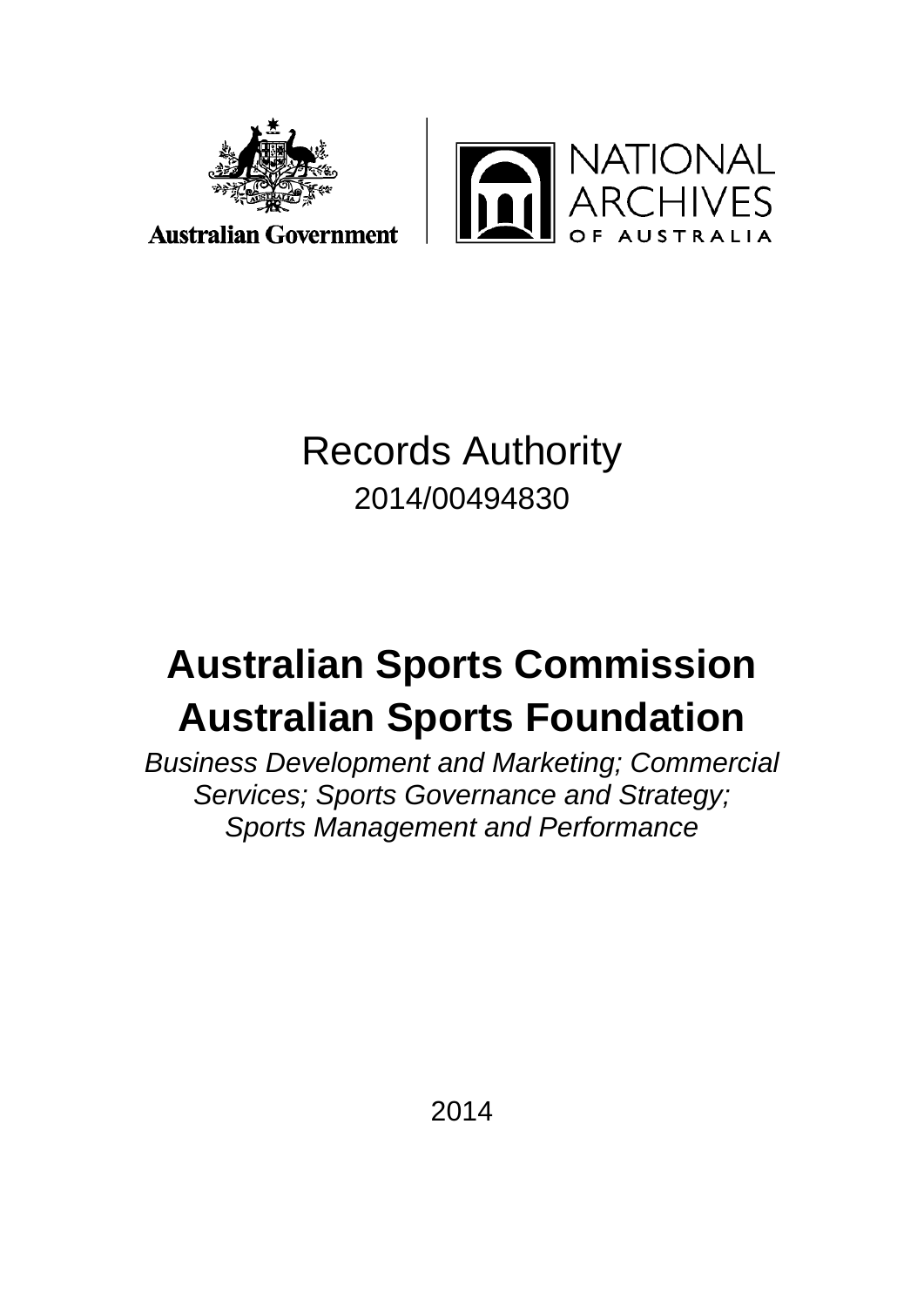Australian Government

NATIONAL ARCHIVES OF AUSTRALIA

# Records Authority

2014/00494830

# Australian Sports Commission Australian Sports Foundation

*Business Development and Marketing; Commercial Services; Sports Governance and Strategy; Sports Management and Performance*

2014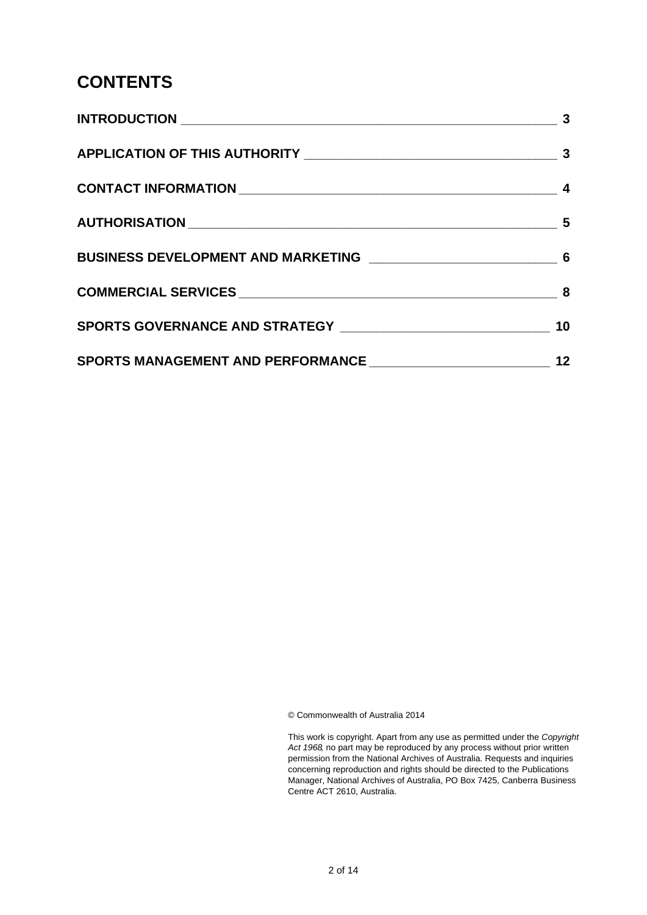# CONTENTS

| | |
|---|---|
| **INTRODUCTION** | **3** |
| **APPLICATION OF THIS AUTHORITY** | **3** |
| **CONTACT INFORMATION** | **4** |
| **AUTHORISATION** | **5** |
| **BUSINESS DEVELOPMENT AND MARKETING** | **6** |
| **COMMERCIAL SERVICES** | **8** |
| **SPORTS GOVERNANCE AND STRATEGY** | **10** |
| **SPORTS MANAGEMENT AND PERFORMANCE** | **12** |

© Commonwealth of Australia 2014

This work is copyright. Apart from any use as permitted under the *Copyright Act 1968*, no part may be reproduced by any process without prior written permission from the National Archives of Australia. Requests and inquiries concerning reproduction and rights should be directed to the Publications Manager, National Archives of Australia, PO Box 7425, Canberra Business Centre ACT 2610, Australia.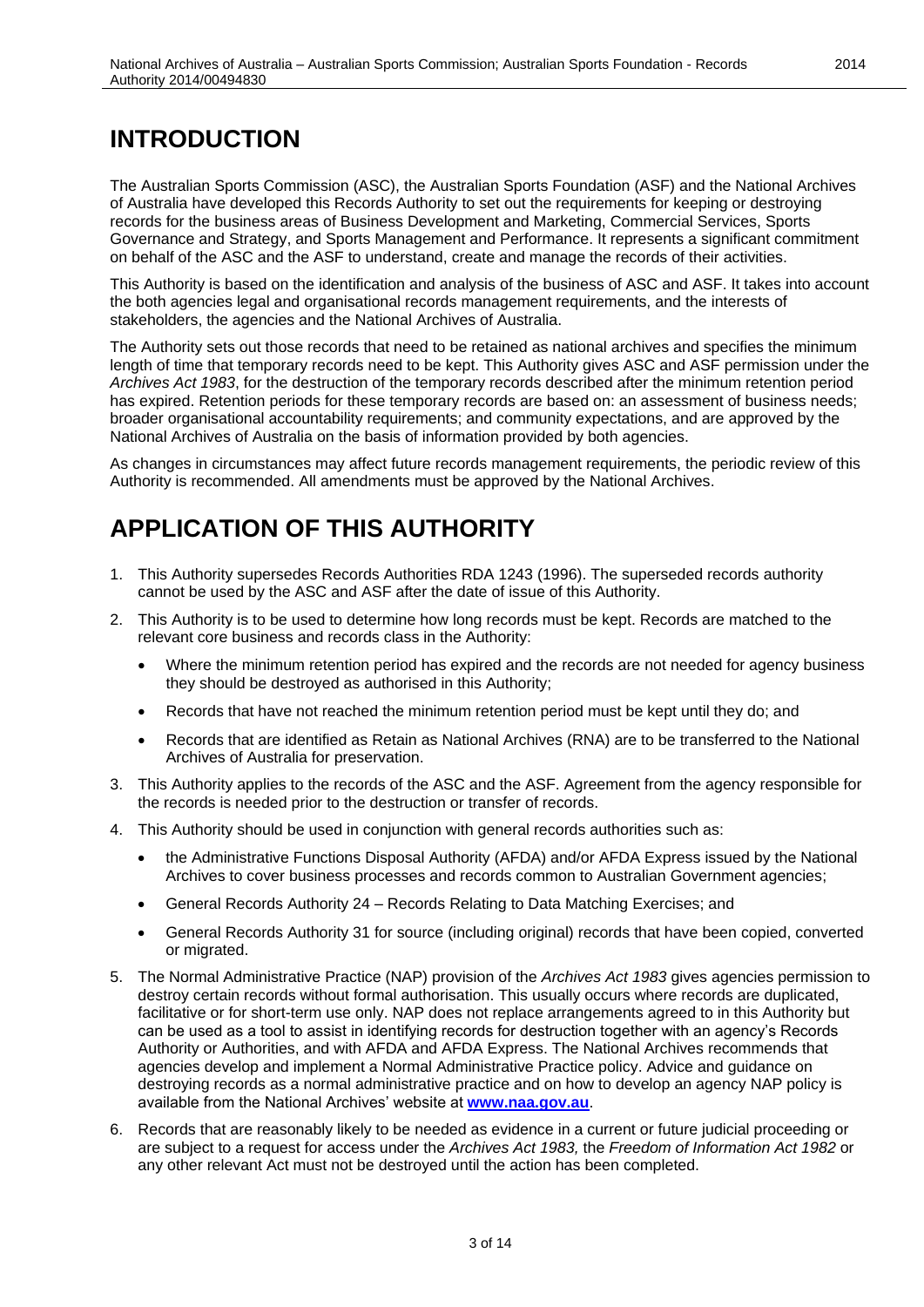# INTRODUCTION

The Australian Sports Commission (ASC), the Australian Sports Foundation (ASF) and the National Archives of Australia have developed this Records Authority to set out the requirements for keeping or destroying records for the business areas of Business Development and Marketing, Commercial Services, Sports Governance and Strategy, and Sports Management and Performance. It represents a significant commitment on behalf of the ASC and the ASF to understand, create and manage the records of their activities.

This Authority is based on the identification and analysis of the business of ASC and ASF. It takes into account the both agencies legal and organisational records management requirements, and the interests of stakeholders, the agencies and the National Archives of Australia.

The Authority sets out those records that need to be retained as national archives and specifies the minimum length of time that temporary records need to be kept. This Authority gives ASC and ASF permission under the *Archives Act 1983*, for the destruction of the temporary records described after the minimum retention period has expired. Retention periods for these temporary records are based on: an assessment of business needs; broader organisational accountability requirements; and community expectations, and are approved by the National Archives of Australia on the basis of information provided by both agencies.

As changes in circumstances may affect future records management requirements, the periodic review of this Authority is recommended. All amendments must be approved by the National Archives.

# APPLICATION OF THIS AUTHORITY

1. This Authority supersedes Records Authorities RDA 1243 (1996). The superseded records authority cannot be used by the ASC and ASF after the date of issue of this Authority.
2. This Authority is to be used to determine how long records must be kept. Records are matched to the relevant core business and records class in the Authority:
   - Where the minimum retention period has expired and the records are not needed for agency business they should be destroyed as authorised in this Authority;
   - Records that have not reached the minimum retention period must be kept until they do; and
   - Records that are identified as Retain as National Archives (RNA) are to be transferred to the National Archives of Australia for preservation.
3. This Authority applies to the records of the ASC and the ASF. Agreement from the agency responsible for the records is needed prior to the destruction or transfer of records.
4. This Authority should be used in conjunction with general records authorities such as:
   - the Administrative Functions Disposal Authority (AFDA) and/or AFDA Express issued by the National Archives to cover business processes and records common to Australian Government agencies;
   - General Records Authority 24 – Records Relating to Data Matching Exercises; and
   - General Records Authority 31 for source (including original) records that have been copied, converted or migrated.
5. The Normal Administrative Practice (NAP) provision of the *Archives Act 1983* gives agencies permission to destroy certain records without formal authorisation. This usually occurs where records are duplicated, facilitative or for short-term use only. NAP does not replace arrangements agreed to in this Authority but can be used as a tool to assist in identifying records for destruction together with an agency's Records Authority or Authorities, and with AFDA and AFDA Express. The National Archives recommends that agencies develop and implement a Normal Administrative Practice policy. Advice and guidance on destroying records as a normal administrative practice and on how to develop an agency NAP policy is available from the National Archives' website at **www.naa.gov.au**.
6. Records that are reasonably likely to be needed as evidence in a current or future judicial proceeding or are subject to a request for access under the *Archives Act 1983,* the *Freedom of Information Act 1982* or any other relevant Act must not be destroyed until the action has been completed.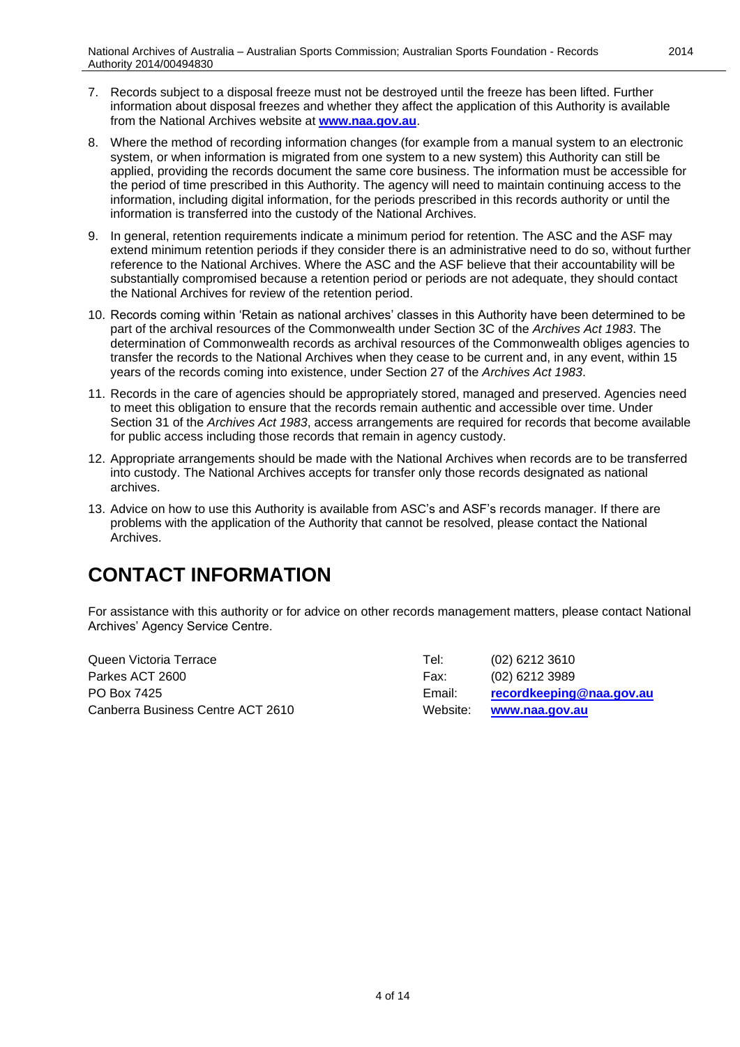7. Records subject to a disposal freeze must not be destroyed until the freeze has been lifted. Further information about disposal freezes and whether they affect the application of this Authority is available from the National Archives website at **www.naa.gov.au**.

8. Where the method of recording information changes (for example from a manual system to an electronic system, or when information is migrated from one system to a new system) this Authority can still be applied, providing the records document the same core business. The information must be accessible for the period of time prescribed in this Authority. The agency will need to maintain continuing access to the information, including digital information, for the periods prescribed in this records authority or until the information is transferred into the custody of the National Archives.

9. In general, retention requirements indicate a minimum period for retention. The ASC and the ASF may extend minimum retention periods if they consider there is an administrative need to do so, without further reference to the National Archives. Where the ASC and the ASF believe that their accountability will be substantially compromised because a retention period or periods are not adequate, they should contact the National Archives for review of the retention period.

10. Records coming within 'Retain as national archives' classes in this Authority have been determined to be part of the archival resources of the Commonwealth under Section 3C of the *Archives Act 1983*. The determination of Commonwealth records as archival resources of the Commonwealth obliges agencies to transfer the records to the National Archives when they cease to be current and, in any event, within 15 years of the records coming into existence, under Section 27 of the *Archives Act 1983*.

11. Records in the care of agencies should be appropriately stored, managed and preserved. Agencies need to meet this obligation to ensure that the records remain authentic and accessible over time. Under Section 31 of the *Archives Act 1983*, access arrangements are required for records that become available for public access including those records that remain in agency custody.

12. Appropriate arrangements should be made with the National Archives when records are to be transferred into custody. The National Archives accepts for transfer only those records designated as national archives.

13. Advice on how to use this Authority is available from ASC's and ASF's records manager. If there are problems with the application of the Authority that cannot be resolved, please contact the National Archives.

# CONTACT INFORMATION

For assistance with this authority or for advice on other records management matters, please contact National Archives' Agency Service Centre.

| | | |
|---|---|---|
| Queen Victoria Terrace | Tel: | (02) 6212 3610 |
| Parkes ACT 2600 | Fax: | (02) 6212 3989 |
| PO Box 7425 | Email: | **recordkeeping@naa.gov.au** |
| Canberra Business Centre ACT 2610 | Website: | **www.naa.gov.au** |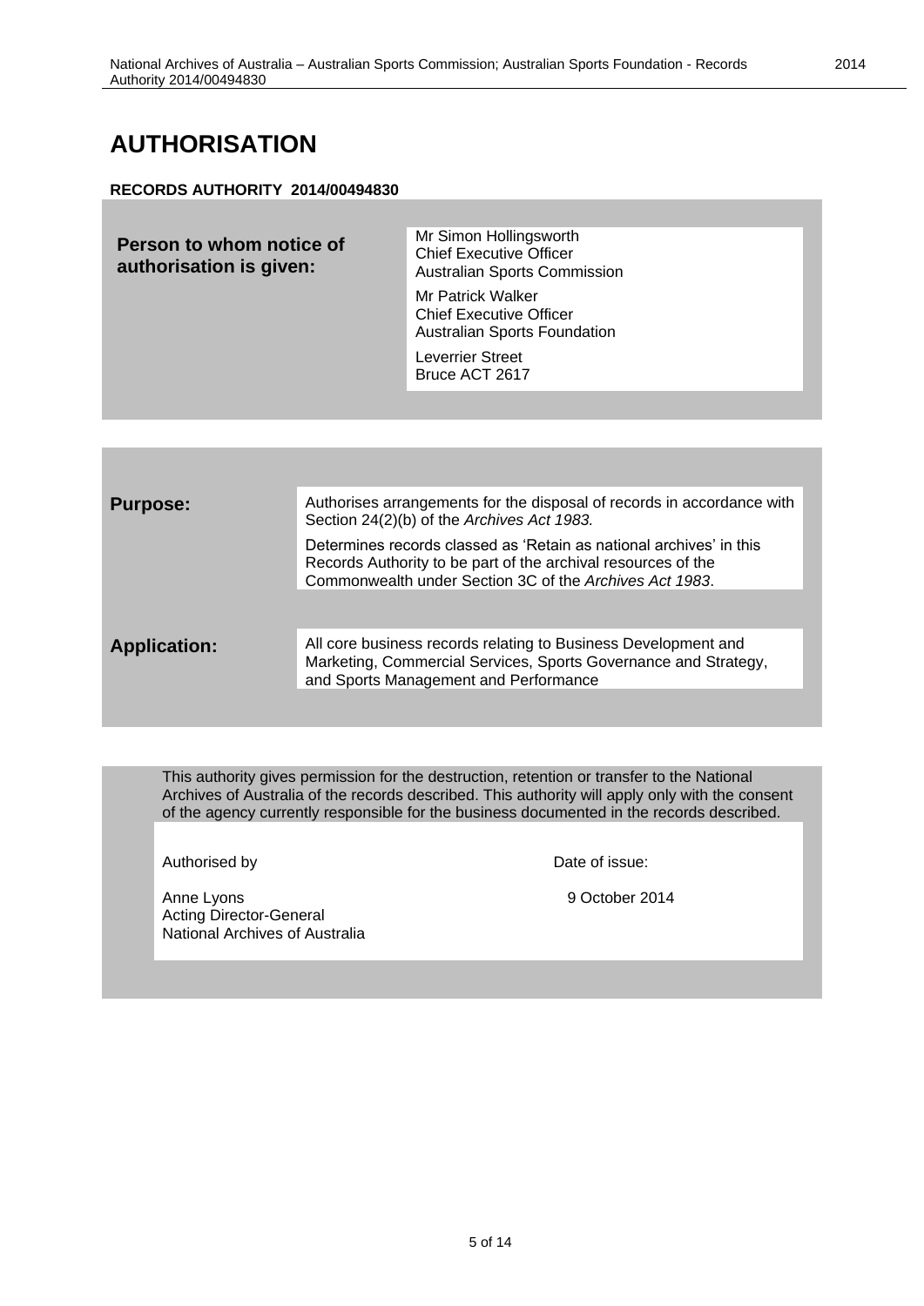# AUTHORISATION

**RECORDS AUTHORITY 2014/00494830**

| **Person to whom notice of authorisation is given:** | Mr Simon Hollingsworth<br>Chief Executive Officer<br>Australian Sports Commission<br><br>Mr Patrick Walker<br>Chief Executive Officer<br>Australian Sports Foundation<br><br>Leverrier Street<br>Bruce ACT 2617 |
|---|---|

| | |
|---|---|
| **Purpose:** | Authorises arrangements for the disposal of records in accordance with Section 24(2)(b) of the *Archives Act 1983.*<br><br>Determines records classed as 'Retain as national archives' in this Records Authority to be part of the archival resources of the Commonwealth under Section 3C of the *Archives Act 1983*. |
| **Application:** | All core business records relating to Business Development and Marketing, Commercial Services, Sports Governance and Strategy, and Sports Management and Performance |

This authority gives permission for the destruction, retention or transfer to the National Archives of Australia of the records described. This authority will apply only with the consent of the agency currently responsible for the business documented in the records described.

| Authorised by | Date of issue: |
|---|---|
| Anne Lyons<br>Acting Director-General<br>National Archives of Australia | 9 October 2014 |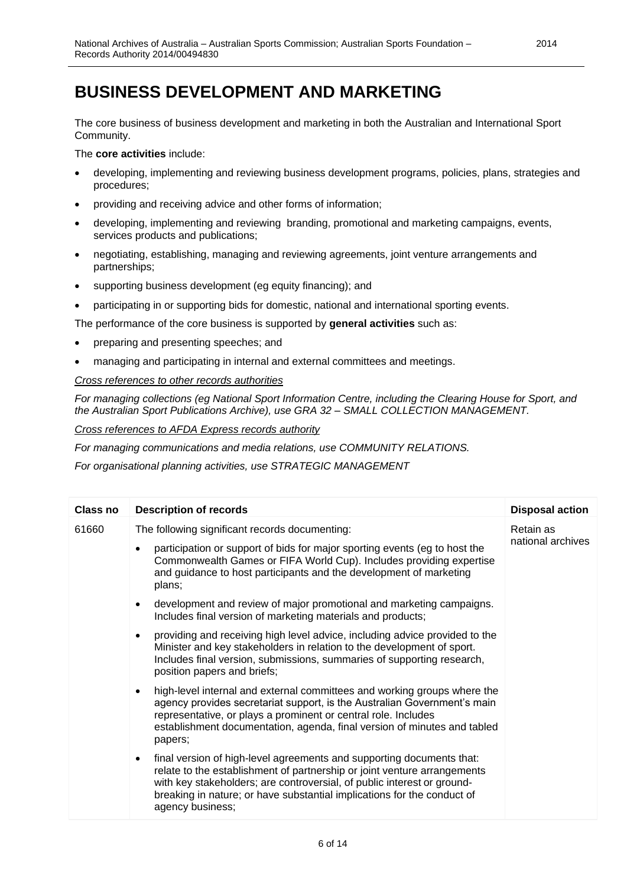# BUSINESS DEVELOPMENT AND MARKETING

The core business of business development and marketing in both the Australian and International Sport Community.

The **core activities** include:

- developing, implementing and reviewing business development programs, policies, plans, strategies and procedures;
- providing and receiving advice and other forms of information;
- developing, implementing and reviewing branding, promotional and marketing campaigns, events, services products and publications;
- negotiating, establishing, managing and reviewing agreements, joint venture arrangements and partnerships;
- supporting business development (eg equity financing); and
- participating in or supporting bids for domestic, national and international sporting events.

The performance of the core business is supported by **general activities** such as:

- preparing and presenting speeches; and
- managing and participating in internal and external committees and meetings.

*Cross references to other records authorities*

*For managing collections (eg National Sport Information Centre, including the Clearing House for Sport, and the Australian Sport Publications Archive), use GRA 32 – SMALL COLLECTION MANAGEMENT.*

*Cross references to AFDA Express records authority*

*For managing communications and media relations, use COMMUNITY RELATIONS.*

*For organisational planning activities, use STRATEGIC MANAGEMENT*

| Class no | Description of records | Disposal action |
| --- | --- | --- |
| 61660 | The following significant records documenting:<br>• participation or support of bids for major sporting events (eg to host the Commonwealth Games or FIFA World Cup). Includes providing expertise and guidance to host participants and the development of marketing plans;<br>• development and review of major promotional and marketing campaigns. Includes final version of marketing materials and products;<br>• providing and receiving high level advice, including advice provided to the Minister and key stakeholders in relation to the development of sport. Includes final version, submissions, summaries of supporting research, position papers and briefs;<br>• high-level internal and external committees and working groups where the agency provides secretariat support, is the Australian Government's main representative, or plays a prominent or central role. Includes establishment documentation, agenda, final version of minutes and tabled papers;<br>• final version of high-level agreements and supporting documents that: relate to the establishment of partnership or joint venture arrangements with key stakeholders; are controversial, of public interest or ground-breaking in nature; or have substantial implications for the conduct of agency business; | Retain as national archives |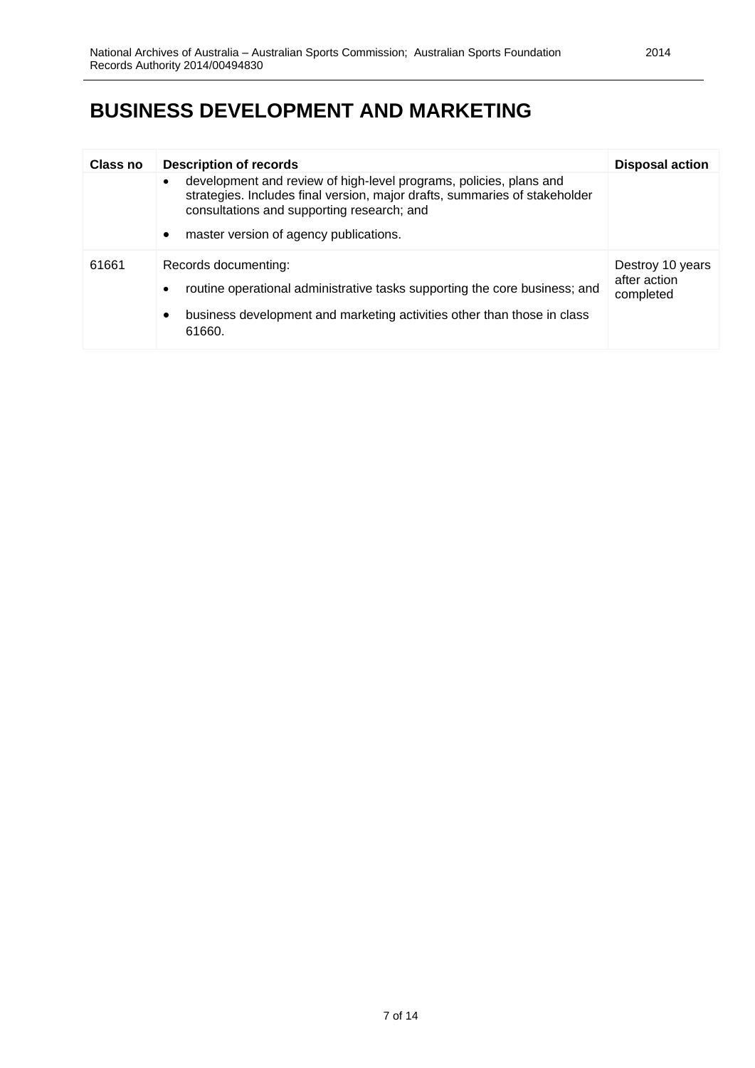# BUSINESS DEVELOPMENT AND MARKETING

| Class no | Description of records | Disposal action |
|---|---|---|
| | • development and review of high-level programs, policies, plans and strategies. Includes final version, major drafts, summaries of stakeholder consultations and supporting research; and<br>• master version of agency publications. | |
| 61661 | Records documenting:<br>• routine operational administrative tasks supporting the core business; and<br>• business development and marketing activities other than those in class 61660. | Destroy 10 years after action completed |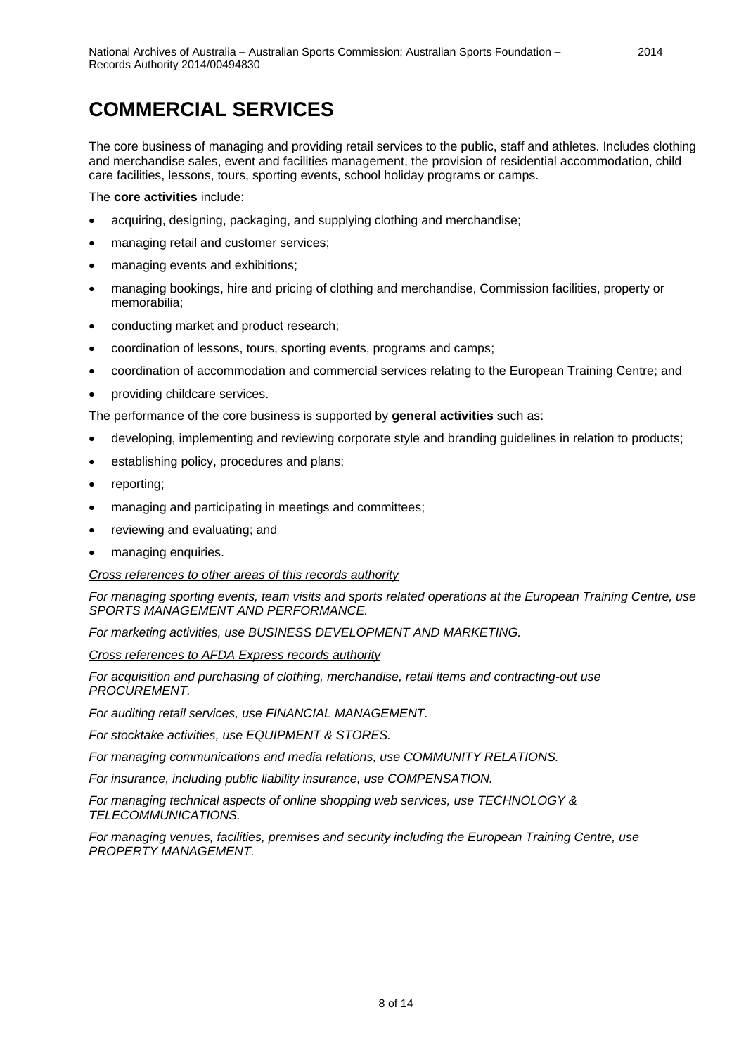# COMMERCIAL SERVICES

The core business of managing and providing retail services to the public, staff and athletes. Includes clothing and merchandise sales, event and facilities management, the provision of residential accommodation, child care facilities, lessons, tours, sporting events, school holiday programs or camps.

The **core activities** include:

- acquiring, designing, packaging, and supplying clothing and merchandise;
- managing retail and customer services;
- managing events and exhibitions;
- managing bookings, hire and pricing of clothing and merchandise, Commission facilities, property or memorabilia;
- conducting market and product research;
- coordination of lessons, tours, sporting events, programs and camps;
- coordination of accommodation and commercial services relating to the European Training Centre; and
- providing childcare services.

The performance of the core business is supported by **general activities** such as:

- developing, implementing and reviewing corporate style and branding guidelines in relation to products;
- establishing policy, procedures and plans;
- reporting;
- managing and participating in meetings and committees;
- reviewing and evaluating; and
- managing enquiries.

*Cross references to other areas of this records authority*

*For managing sporting events, team visits and sports related operations at the European Training Centre, use SPORTS MANAGEMENT AND PERFORMANCE.*

*For marketing activities, use BUSINESS DEVELOPMENT AND MARKETING.*

*Cross references to AFDA Express records authority*

*For acquisition and purchasing of clothing, merchandise, retail items and contracting-out use PROCUREMENT.*

*For auditing retail services, use FINANCIAL MANAGEMENT.*

*For stocktake activities, use EQUIPMENT & STORES.*

*For managing communications and media relations, use COMMUNITY RELATIONS.*

*For insurance, including public liability insurance, use COMPENSATION.*

*For managing technical aspects of online shopping web services, use TECHNOLOGY & TELECOMMUNICATIONS.*

*For managing venues, facilities, premises and security including the European Training Centre, use PROPERTY MANAGEMENT.*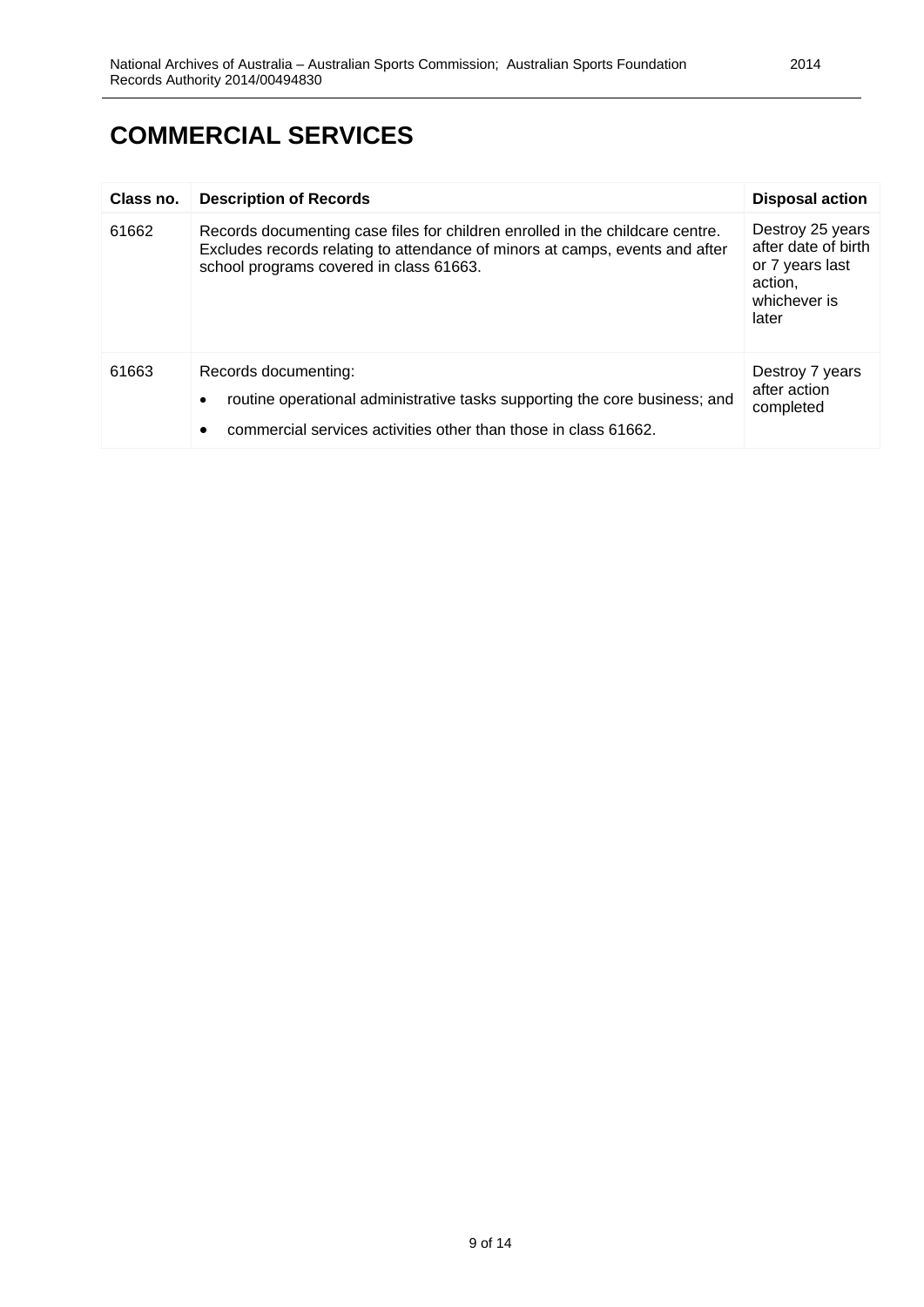# COMMERCIAL SERVICES

| Class no. | Description of Records | Disposal action |
|---|---|---|
| 61662 | Records documenting case files for children enrolled in the childcare centre. Excludes records relating to attendance of minors at camps, events and after school programs covered in class 61663. | Destroy 25 years after date of birth or 7 years last action, whichever is later |
| 61663 | Records documenting:<br>• routine operational administrative tasks supporting the core business; and<br>• commercial services activities other than those in class 61662. | Destroy 7 years after action completed |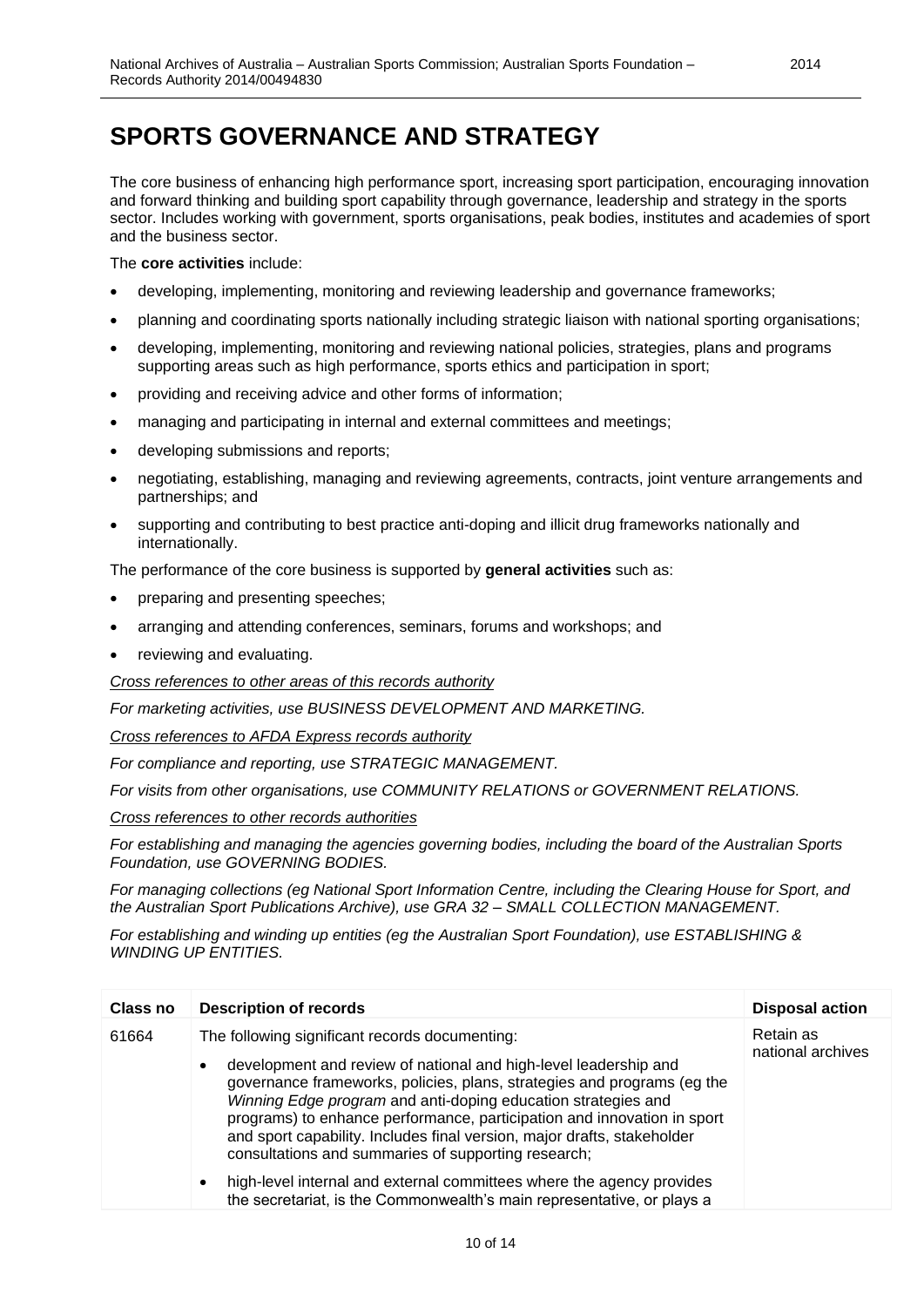# SPORTS GOVERNANCE AND STRATEGY

The core business of enhancing high performance sport, increasing sport participation, encouraging innovation and forward thinking and building sport capability through governance, leadership and strategy in the sports sector. Includes working with government, sports organisations, peak bodies, institutes and academies of sport and the business sector.

The **core activities** include:

- developing, implementing, monitoring and reviewing leadership and governance frameworks;
- planning and coordinating sports nationally including strategic liaison with national sporting organisations;
- developing, implementing, monitoring and reviewing national policies, strategies, plans and programs supporting areas such as high performance, sports ethics and participation in sport;
- providing and receiving advice and other forms of information;
- managing and participating in internal and external committees and meetings;
- developing submissions and reports;
- negotiating, establishing, managing and reviewing agreements, contracts, joint venture arrangements and partnerships; and
- supporting and contributing to best practice anti-doping and illicit drug frameworks nationally and internationally.

The performance of the core business is supported by **general activities** such as:

- preparing and presenting speeches;
- arranging and attending conferences, seminars, forums and workshops; and
- reviewing and evaluating.

*Cross references to other areas of this records authority*

*For marketing activities, use BUSINESS DEVELOPMENT AND MARKETING.*

*Cross references to AFDA Express records authority*

*For compliance and reporting, use STRATEGIC MANAGEMENT.*

*For visits from other organisations, use COMMUNITY RELATIONS or GOVERNMENT RELATIONS.*

*Cross references to other records authorities*

*For establishing and managing the agencies governing bodies, including the board of the Australian Sports Foundation, use GOVERNING BODIES.*

*For managing collections (eg National Sport Information Centre, including the Clearing House for Sport, and the Australian Sport Publications Archive), use GRA 32 – SMALL COLLECTION MANAGEMENT.*

*For establishing and winding up entities (eg the Australian Sport Foundation), use ESTABLISHING & WINDING UP ENTITIES.*

| Class no | Description of records | Disposal action |
| --- | --- | --- |
| 61664 | The following significant records documenting:<br>• development and review of national and high-level leadership and governance frameworks, policies, plans, strategies and programs (eg the *Winning Edge program* and anti-doping education strategies and programs) to enhance performance, participation and innovation in sport and sport capability. Includes final version, major drafts, stakeholder consultations and summaries of supporting research;<br>• high-level internal and external committees where the agency provides the secretariat, is the Commonwealth's main representative, or plays a | Retain as national archives |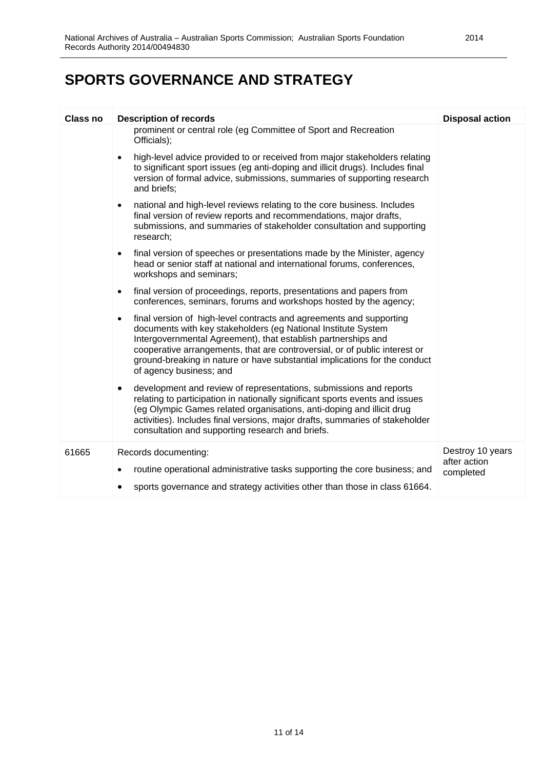# SPORTS GOVERNANCE AND STRATEGY

| Class no | Description of records | Disposal action |
|---|---|---|
| | prominent or central role (eg Committee of Sport and Recreation Officials);<br><br>• high-level advice provided to or received from major stakeholders relating to significant sport issues (eg anti-doping and illicit drugs). Includes final version of formal advice, submissions, summaries of supporting research and briefs;<br><br>• national and high-level reviews relating to the core business. Includes final version of review reports and recommendations, major drafts, submissions, and summaries of stakeholder consultation and supporting research;<br><br>• final version of speeches or presentations made by the Minister, agency head or senior staff at national and international forums, conferences, workshops and seminars;<br><br>• final version of proceedings, reports, presentations and papers from conferences, seminars, forums and workshops hosted by the agency;<br><br>• final version of high-level contracts and agreements and supporting documents with key stakeholders (eg National Institute System Intergovernmental Agreement), that establish partnerships and cooperative arrangements, that are controversial, or of public interest or ground-breaking in nature or have substantial implications for the conduct of agency business; and<br><br>• development and review of representations, submissions and reports relating to participation in nationally significant sports events and issues (eg Olympic Games related organisations, anti-doping and illicit drug activities). Includes final versions, major drafts, summaries of stakeholder consultation and supporting research and briefs. | |
| 61665 | Records documenting:<br><br>• routine operational administrative tasks supporting the core business; and<br><br>• sports governance and strategy activities other than those in class 61664. | Destroy 10 years after action completed |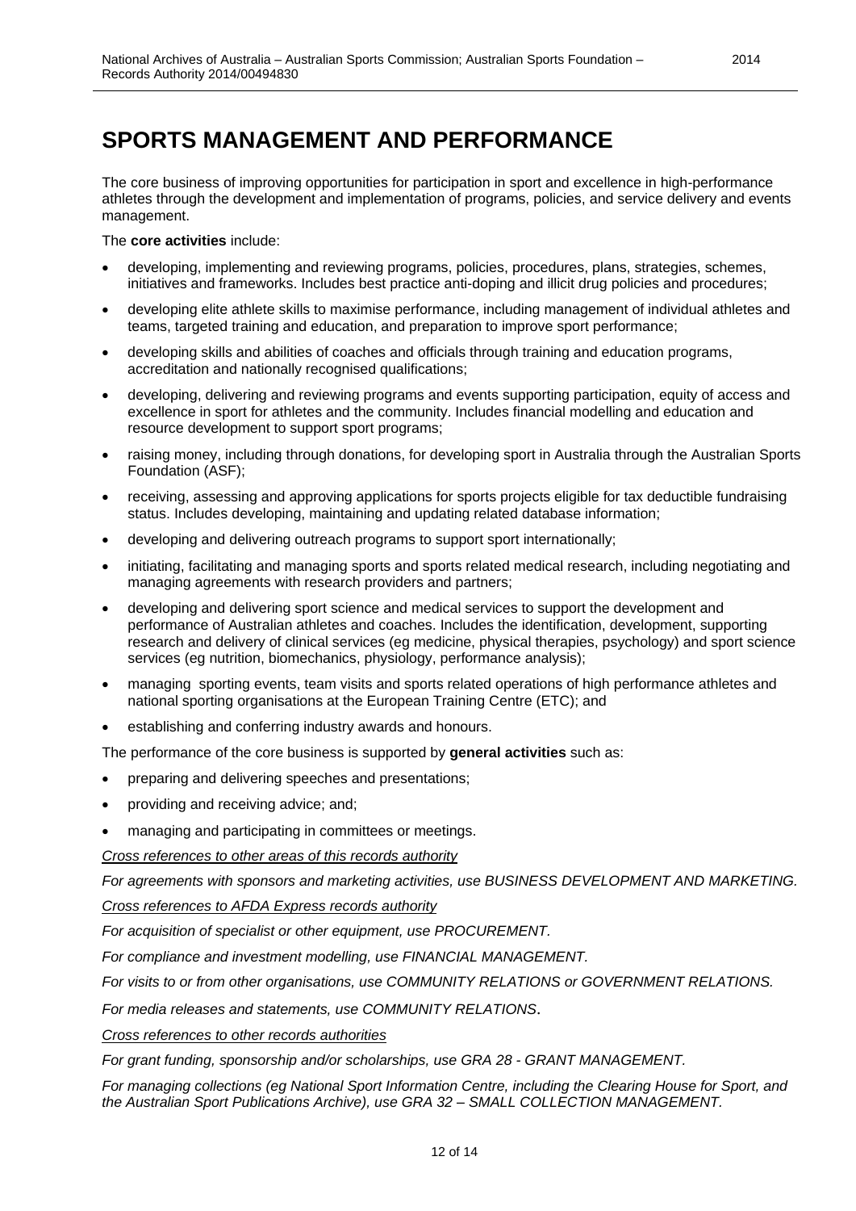# SPORTS MANAGEMENT AND PERFORMANCE

The core business of improving opportunities for participation in sport and excellence in high-performance athletes through the development and implementation of programs, policies, and service delivery and events management.

The **core activities** include:

- developing, implementing and reviewing programs, policies, procedures, plans, strategies, schemes, initiatives and frameworks. Includes best practice anti-doping and illicit drug policies and procedures;
- developing elite athlete skills to maximise performance, including management of individual athletes and teams, targeted training and education, and preparation to improve sport performance;
- developing skills and abilities of coaches and officials through training and education programs, accreditation and nationally recognised qualifications;
- developing, delivering and reviewing programs and events supporting participation, equity of access and excellence in sport for athletes and the community. Includes financial modelling and education and resource development to support sport programs;
- raising money, including through donations, for developing sport in Australia through the Australian Sports Foundation (ASF);
- receiving, assessing and approving applications for sports projects eligible for tax deductible fundraising status. Includes developing, maintaining and updating related database information;
- developing and delivering outreach programs to support sport internationally;
- initiating, facilitating and managing sports and sports related medical research, including negotiating and managing agreements with research providers and partners;
- developing and delivering sport science and medical services to support the development and performance of Australian athletes and coaches. Includes the identification, development, supporting research and delivery of clinical services (eg medicine, physical therapies, psychology) and sport science services (eg nutrition, biomechanics, physiology, performance analysis);
- managing sporting events, team visits and sports related operations of high performance athletes and national sporting organisations at the European Training Centre (ETC); and
- establishing and conferring industry awards and honours.

The performance of the core business is supported by **general activities** such as:

- preparing and delivering speeches and presentations;
- providing and receiving advice; and;
- managing and participating in committees or meetings.

*Cross references to other areas of this records authority*

*For agreements with sponsors and marketing activities, use BUSINESS DEVELOPMENT AND MARKETING.*

*Cross references to AFDA Express records authority*

*For acquisition of specialist or other equipment, use PROCUREMENT.*

*For compliance and investment modelling, use FINANCIAL MANAGEMENT.*

*For visits to or from other organisations, use COMMUNITY RELATIONS or GOVERNMENT RELATIONS.*

*For media releases and statements, use COMMUNITY RELATIONS.*

*Cross references to other records authorities*

*For grant funding, sponsorship and/or scholarships, use GRA 28 - GRANT MANAGEMENT.*

*For managing collections (eg National Sport Information Centre, including the Clearing House for Sport, and the Australian Sport Publications Archive), use GRA 32 – SMALL COLLECTION MANAGEMENT.*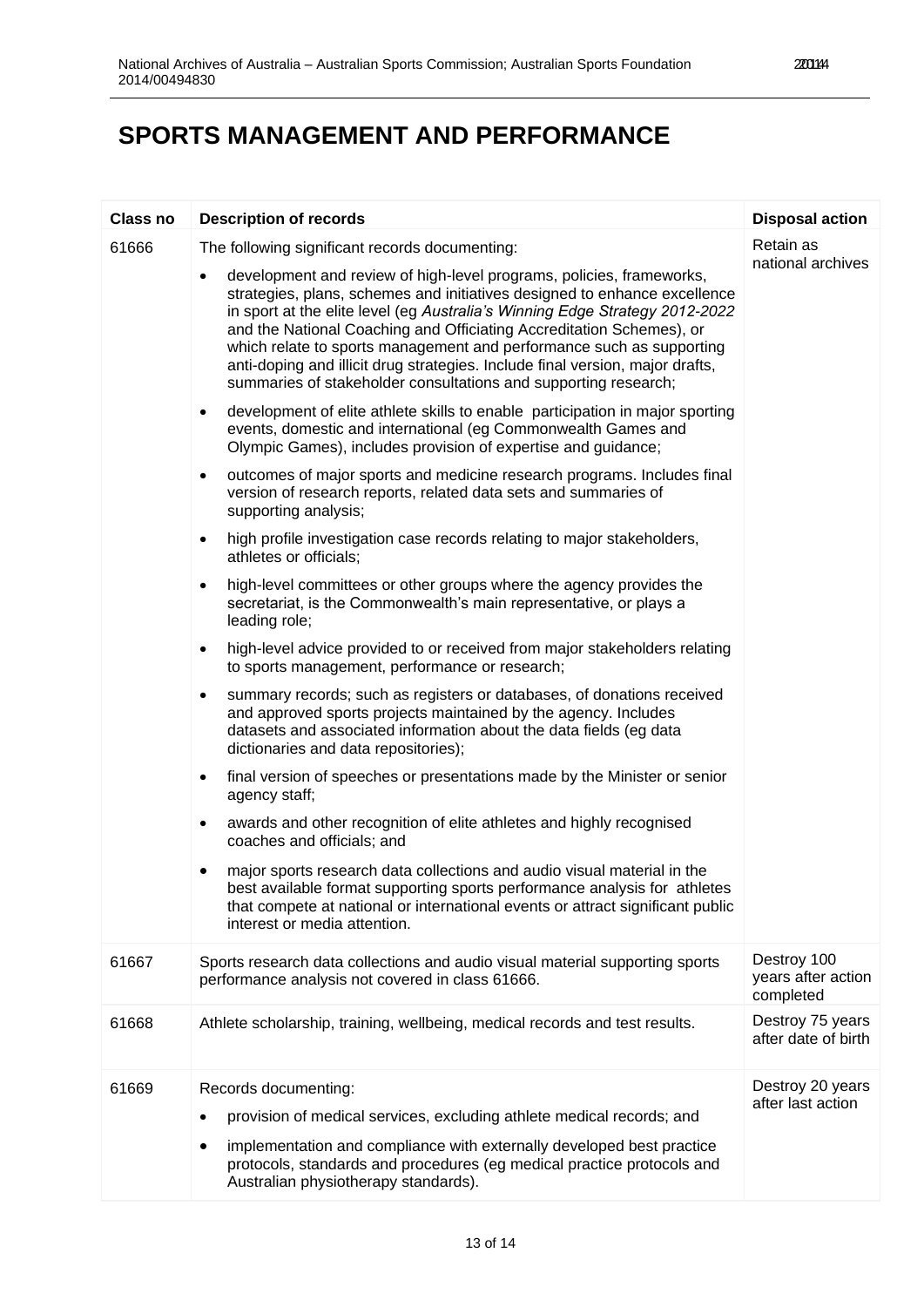# SPORTS MANAGEMENT AND PERFORMANCE

| Class no | Description of records | Disposal action |
|---|---|---|
| 61666 | The following significant records documenting:<br>• development and review of high-level programs, policies, frameworks, strategies, plans, schemes and initiatives designed to enhance excellence in sport at the elite level (eg *Australia's Winning Edge Strategy 2012-2022* and the National Coaching and Officiating Accreditation Schemes), or which relate to sports management and performance such as supporting anti-doping and illicit drug strategies. Include final version, major drafts, summaries of stakeholder consultations and supporting research;<br>• development of elite athlete skills to enable participation in major sporting events, domestic and international (eg Commonwealth Games and Olympic Games), includes provision of expertise and guidance;<br>• outcomes of major sports and medicine research programs. Includes final version of research reports, related data sets and summaries of supporting analysis;<br>• high profile investigation case records relating to major stakeholders, athletes or officials;<br>• high-level committees or other groups where the agency provides the secretariat, is the Commonwealth's main representative, or plays a leading role;<br>• high-level advice provided to or received from major stakeholders relating to sports management, performance or research;<br>• summary records; such as registers or databases, of donations received and approved sports projects maintained by the agency. Includes datasets and associated information about the data fields (eg data dictionaries and data repositories);<br>• final version of speeches or presentations made by the Minister or senior agency staff;<br>• awards and other recognition of elite athletes and highly recognised coaches and officials; and<br>• major sports research data collections and audio visual material in the best available format supporting sports performance analysis for athletes that compete at national or international events or attract significant public interest or media attention. | Retain as national archives |
| 61667 | Sports research data collections and audio visual material supporting sports performance analysis not covered in class 61666. | Destroy 100 years after action completed |
| 61668 | Athlete scholarship, training, wellbeing, medical records and test results. | Destroy 75 years after date of birth |
| 61669 | Records documenting:<br>• provision of medical services, excluding athlete medical records; and<br>• implementation and compliance with externally developed best practice protocols, standards and procedures (eg medical practice protocols and Australian physiotherapy standards). | Destroy 20 years after last action |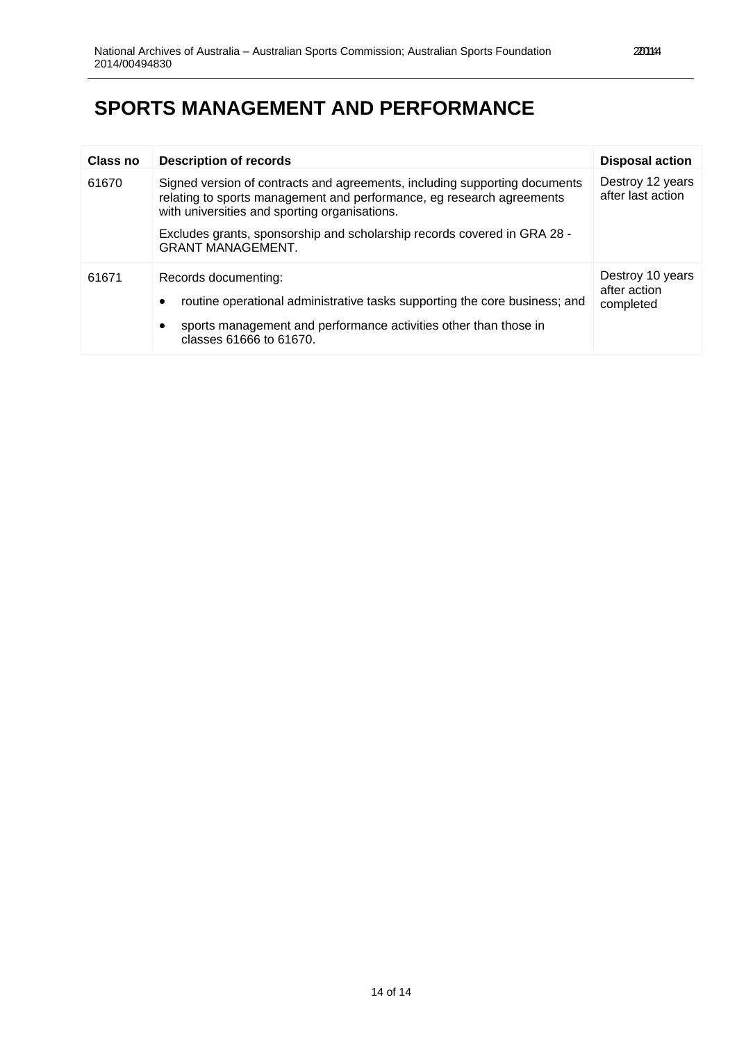# SPORTS MANAGEMENT AND PERFORMANCE

| Class no | Description of records | Disposal action |
|---|---|---|
| 61670 | Signed version of contracts and agreements, including supporting documents relating to sports management and performance, eg research agreements with universities and sporting organisations.<br><br>Excludes grants, sponsorship and scholarship records covered in GRA 28 - GRANT MANAGEMENT. | Destroy 12 years after last action |
| 61671 | Records documenting:<br>• routine operational administrative tasks supporting the core business; and<br>• sports management and performance activities other than those in classes 61666 to 61670. | Destroy 10 years after action completed |